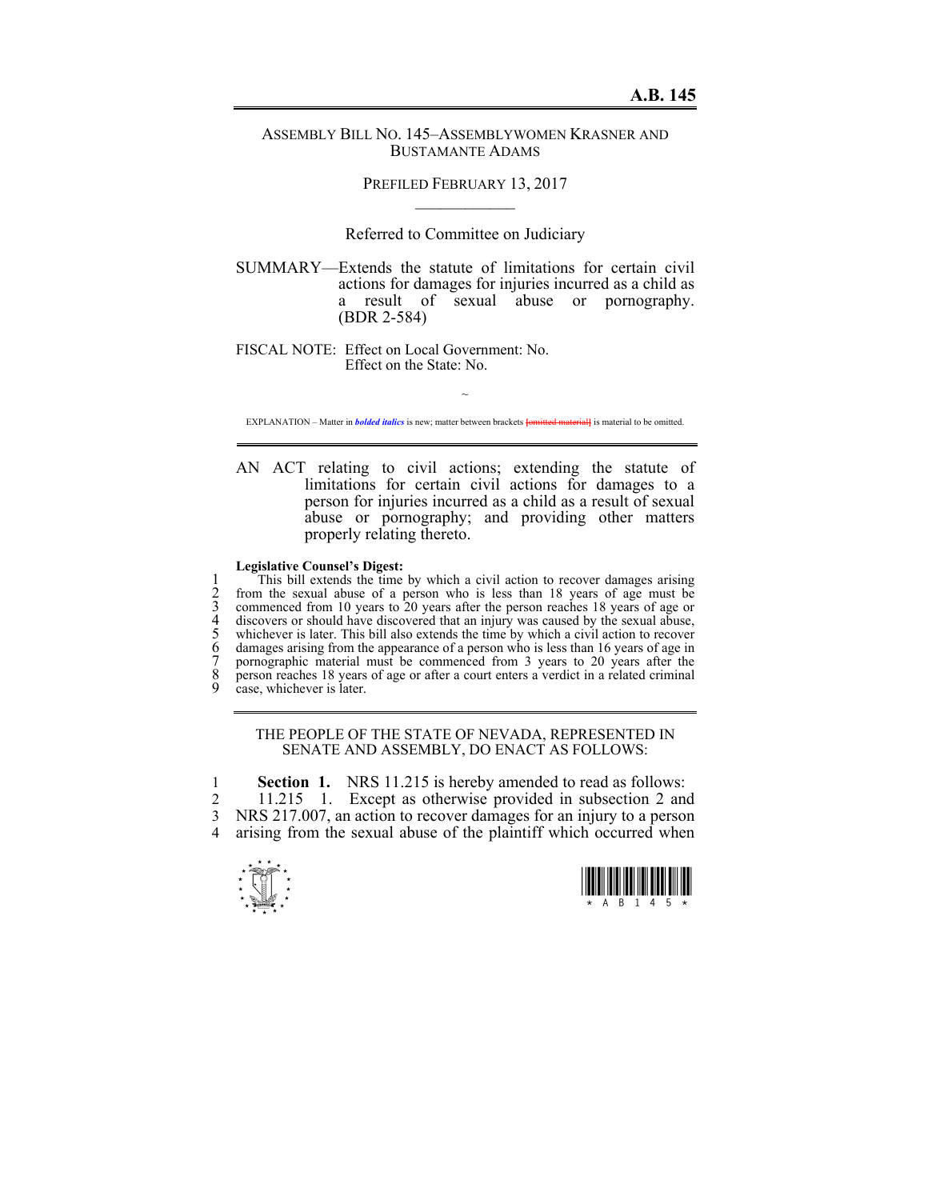**A.B. 145**

ASSEMBLY BILL NO. 145–ASSEMBLYWOMEN KRASNER AND BUSTAMANTE ADAMS

PREFILED FEBRUARY 13, 2017

Referred to Committee on Judiciary

SUMMARY—Extends the statute of limitations for certain civil actions for damages for injuries incurred as a child as a result of sexual abuse or pornography. (BDR 2-584)

FISCAL NOTE: Effect on Local Government: No.
Effect on the State: No.

~

EXPLANATION – Matter in ***bolded italics*** is new; matter between brackets [~~omitted material~~] is material to be omitted.

AN ACT relating to civil actions; extending the statute of limitations for certain civil actions for damages to a person for injuries incurred as a child as a result of sexual abuse or pornography; and providing other matters properly relating thereto.

**Legislative Counsel's Digest:**

This bill extends the time by which a civil action to recover damages arising from the sexual abuse of a person who is less than 18 years of age must be commenced from 10 years to 20 years after the person reaches 18 years of age or discovers or should have discovered that an injury was caused by the sexual abuse, whichever is later. This bill also extends the time by which a civil action to recover damages arising from the appearance of a person who is less than 16 years of age in pornographic material must be commenced from 3 years to 20 years after the person reaches 18 years of age or after a court enters a verdict in a related criminal case, whichever is later.

THE PEOPLE OF THE STATE OF NEVADA, REPRESENTED IN SENATE AND ASSEMBLY, DO ENACT AS FOLLOWS:

**Section 1.** NRS 11.215 is hereby amended to read as follows:

11.215 1. Except as otherwise provided in subsection 2 and NRS 217.007, an action to recover damages for an injury to a person arising from the sexual abuse of the plaintiff which occurred when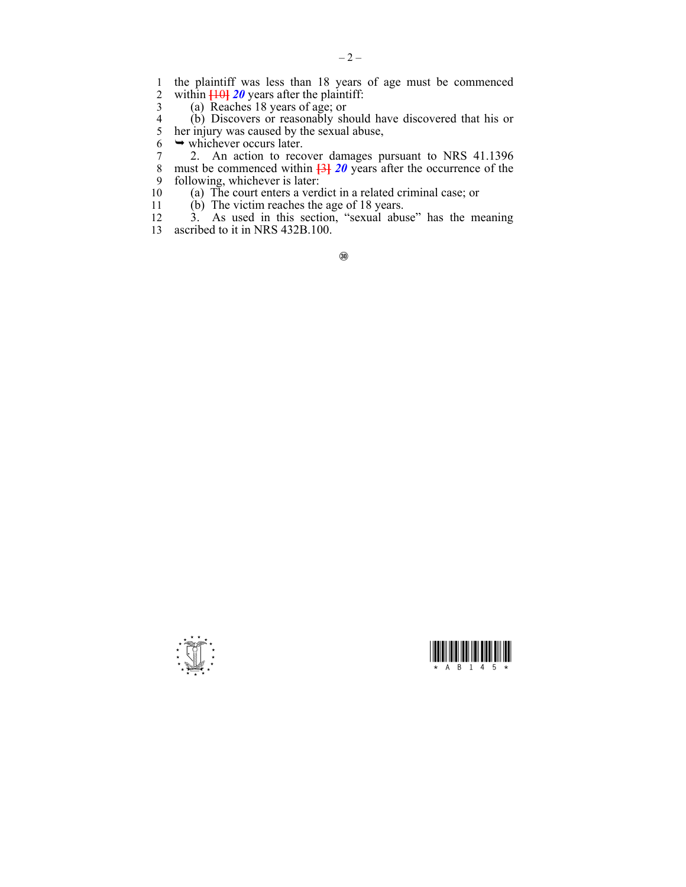the plaintiff was less than 18 years of age must be commenced within ~~[10]~~ ***20*** years after the plaintiff:

(a) Reaches 18 years of age; or

(b) Discovers or reasonably should have discovered that his or her injury was caused by the sexual abuse,

➥ whichever occurs later.

2. An action to recover damages pursuant to NRS 41.1396 must be commenced within ~~[3]~~ ***20*** years after the occurrence of the following, whichever is later:

(a) The court enters a verdict in a related criminal case; or

(b) The victim reaches the age of 18 years.

3. As used in this section, "sexual abuse" has the meaning ascribed to it in NRS 432B.100.